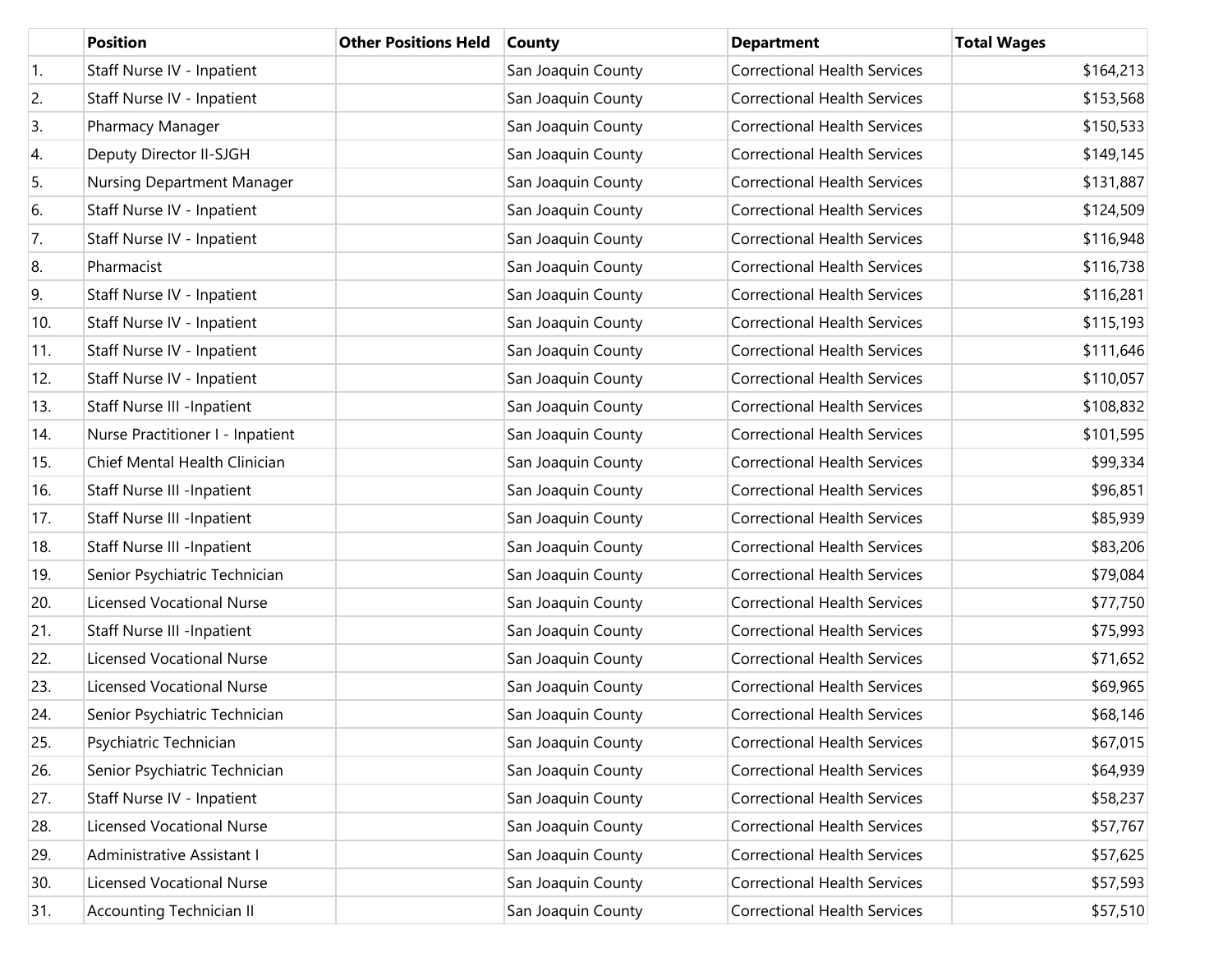| | Position | Other Positions Held | County | Department | Total Wages |
|---|---|---|---|---|---|
| 1. | Staff Nurse IV - Inpatient | | San Joaquin County | Correctional Health Services | $164,213 |
| 2. | Staff Nurse IV - Inpatient | | San Joaquin County | Correctional Health Services | $153,568 |
| 3. | Pharmacy Manager | | San Joaquin County | Correctional Health Services | $150,533 |
| 4. | Deputy Director II-SJGH | | San Joaquin County | Correctional Health Services | $149,145 |
| 5. | Nursing Department Manager | | San Joaquin County | Correctional Health Services | $131,887 |
| 6. | Staff Nurse IV - Inpatient | | San Joaquin County | Correctional Health Services | $124,509 |
| 7. | Staff Nurse IV - Inpatient | | San Joaquin County | Correctional Health Services | $116,948 |
| 8. | Pharmacist | | San Joaquin County | Correctional Health Services | $116,738 |
| 9. | Staff Nurse IV - Inpatient | | San Joaquin County | Correctional Health Services | $116,281 |
| 10. | Staff Nurse IV - Inpatient | | San Joaquin County | Correctional Health Services | $115,193 |
| 11. | Staff Nurse IV - Inpatient | | San Joaquin County | Correctional Health Services | $111,646 |
| 12. | Staff Nurse IV - Inpatient | | San Joaquin County | Correctional Health Services | $110,057 |
| 13. | Staff Nurse III -Inpatient | | San Joaquin County | Correctional Health Services | $108,832 |
| 14. | Nurse Practitioner I - Inpatient | | San Joaquin County | Correctional Health Services | $101,595 |
| 15. | Chief Mental Health Clinician | | San Joaquin County | Correctional Health Services | $99,334 |
| 16. | Staff Nurse III -Inpatient | | San Joaquin County | Correctional Health Services | $96,851 |
| 17. | Staff Nurse III -Inpatient | | San Joaquin County | Correctional Health Services | $85,939 |
| 18. | Staff Nurse III -Inpatient | | San Joaquin County | Correctional Health Services | $83,206 |
| 19. | Senior Psychiatric Technician | | San Joaquin County | Correctional Health Services | $79,084 |
| 20. | Licensed Vocational Nurse | | San Joaquin County | Correctional Health Services | $77,750 |
| 21. | Staff Nurse III -Inpatient | | San Joaquin County | Correctional Health Services | $75,993 |
| 22. | Licensed Vocational Nurse | | San Joaquin County | Correctional Health Services | $71,652 |
| 23. | Licensed Vocational Nurse | | San Joaquin County | Correctional Health Services | $69,965 |
| 24. | Senior Psychiatric Technician | | San Joaquin County | Correctional Health Services | $68,146 |
| 25. | Psychiatric Technician | | San Joaquin County | Correctional Health Services | $67,015 |
| 26. | Senior Psychiatric Technician | | San Joaquin County | Correctional Health Services | $64,939 |
| 27. | Staff Nurse IV - Inpatient | | San Joaquin County | Correctional Health Services | $58,237 |
| 28. | Licensed Vocational Nurse | | San Joaquin County | Correctional Health Services | $57,767 |
| 29. | Administrative Assistant I | | San Joaquin County | Correctional Health Services | $57,625 |
| 30. | Licensed Vocational Nurse | | San Joaquin County | Correctional Health Services | $57,593 |
| 31. | Accounting Technician II | | San Joaquin County | Correctional Health Services | $57,510 |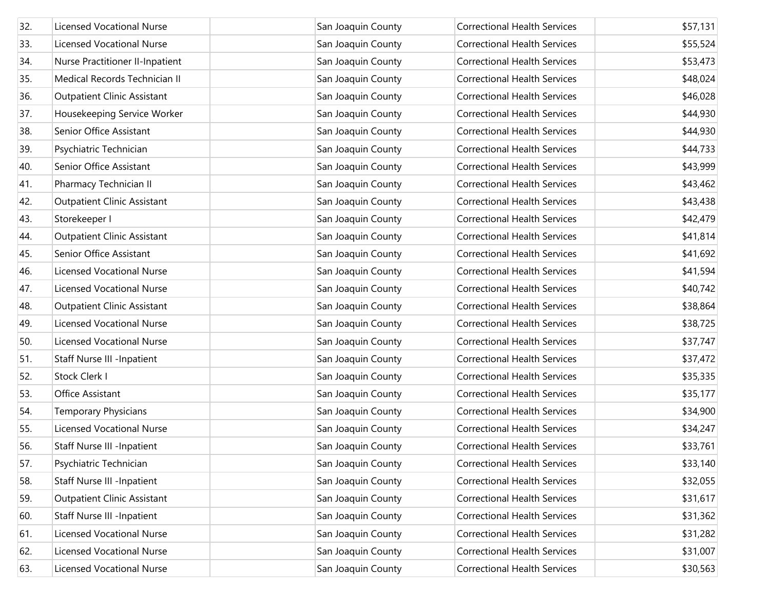| | | | | | |
|---|---|---|---|---|---|
| 32. | Licensed Vocational Nurse | | San Joaquin County | Correctional Health Services | $57,131 |
| 33. | Licensed Vocational Nurse | | San Joaquin County | Correctional Health Services | $55,524 |
| 34. | Nurse Practitioner II-Inpatient | | San Joaquin County | Correctional Health Services | $53,473 |
| 35. | Medical Records Technician II | | San Joaquin County | Correctional Health Services | $48,024 |
| 36. | Outpatient Clinic Assistant | | San Joaquin County | Correctional Health Services | $46,028 |
| 37. | Housekeeping Service Worker | | San Joaquin County | Correctional Health Services | $44,930 |
| 38. | Senior Office Assistant | | San Joaquin County | Correctional Health Services | $44,930 |
| 39. | Psychiatric Technician | | San Joaquin County | Correctional Health Services | $44,733 |
| 40. | Senior Office Assistant | | San Joaquin County | Correctional Health Services | $43,999 |
| 41. | Pharmacy Technician II | | San Joaquin County | Correctional Health Services | $43,462 |
| 42. | Outpatient Clinic Assistant | | San Joaquin County | Correctional Health Services | $43,438 |
| 43. | Storekeeper I | | San Joaquin County | Correctional Health Services | $42,479 |
| 44. | Outpatient Clinic Assistant | | San Joaquin County | Correctional Health Services | $41,814 |
| 45. | Senior Office Assistant | | San Joaquin County | Correctional Health Services | $41,692 |
| 46. | Licensed Vocational Nurse | | San Joaquin County | Correctional Health Services | $41,594 |
| 47. | Licensed Vocational Nurse | | San Joaquin County | Correctional Health Services | $40,742 |
| 48. | Outpatient Clinic Assistant | | San Joaquin County | Correctional Health Services | $38,864 |
| 49. | Licensed Vocational Nurse | | San Joaquin County | Correctional Health Services | $38,725 |
| 50. | Licensed Vocational Nurse | | San Joaquin County | Correctional Health Services | $37,747 |
| 51. | Staff Nurse III -Inpatient | | San Joaquin County | Correctional Health Services | $37,472 |
| 52. | Stock Clerk I | | San Joaquin County | Correctional Health Services | $35,335 |
| 53. | Office Assistant | | San Joaquin County | Correctional Health Services | $35,177 |
| 54. | Temporary Physicians | | San Joaquin County | Correctional Health Services | $34,900 |
| 55. | Licensed Vocational Nurse | | San Joaquin County | Correctional Health Services | $34,247 |
| 56. | Staff Nurse III -Inpatient | | San Joaquin County | Correctional Health Services | $33,761 |
| 57. | Psychiatric Technician | | San Joaquin County | Correctional Health Services | $33,140 |
| 58. | Staff Nurse III -Inpatient | | San Joaquin County | Correctional Health Services | $32,055 |
| 59. | Outpatient Clinic Assistant | | San Joaquin County | Correctional Health Services | $31,617 |
| 60. | Staff Nurse III -Inpatient | | San Joaquin County | Correctional Health Services | $31,362 |
| 61. | Licensed Vocational Nurse | | San Joaquin County | Correctional Health Services | $31,282 |
| 62. | Licensed Vocational Nurse | | San Joaquin County | Correctional Health Services | $31,007 |
| 63. | Licensed Vocational Nurse | | San Joaquin County | Correctional Health Services | $30,563 |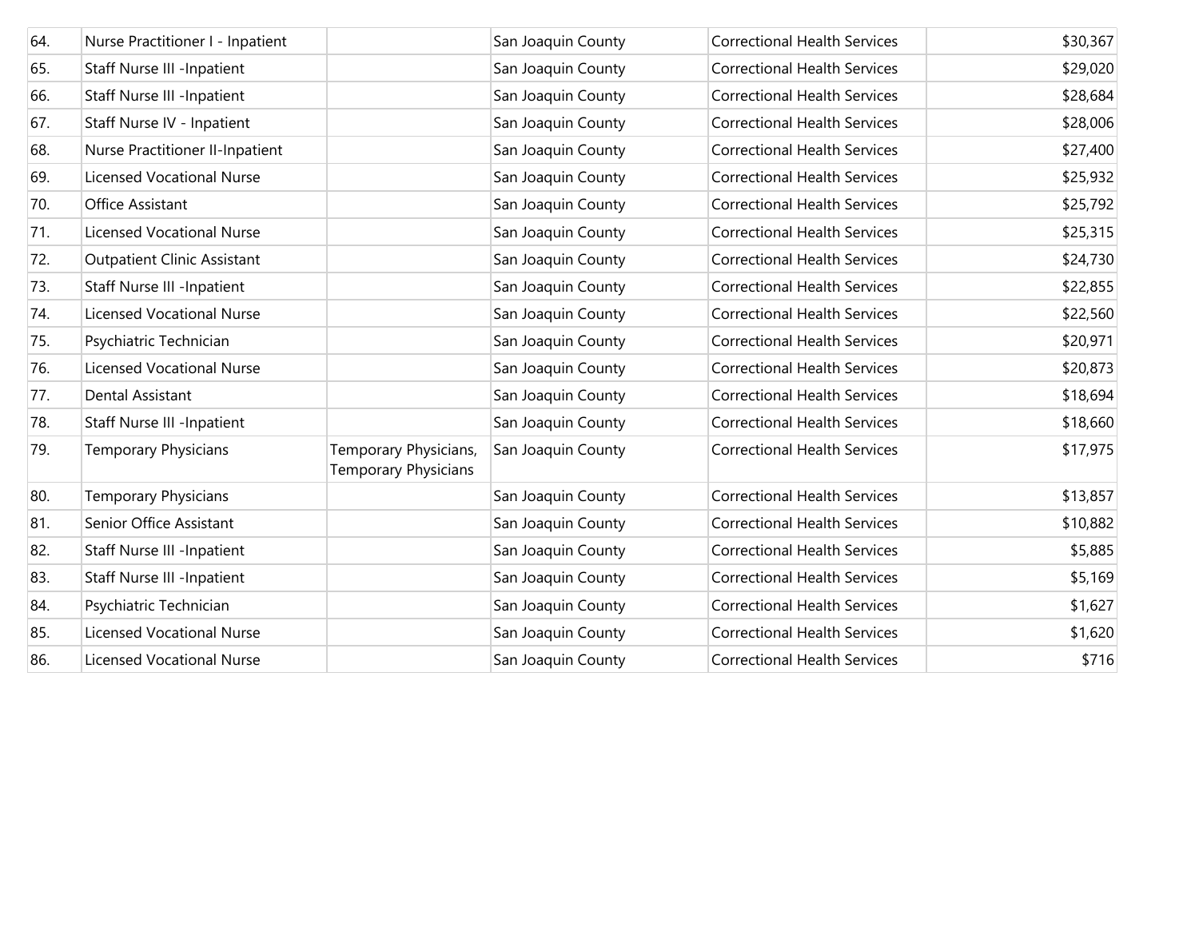| | | | | | |
|---|---|---|---|---|---|
| 64. | Nurse Practitioner I - Inpatient | | San Joaquin County | Correctional Health Services | $30,367 |
| 65. | Staff Nurse III -Inpatient | | San Joaquin County | Correctional Health Services | $29,020 |
| 66. | Staff Nurse III -Inpatient | | San Joaquin County | Correctional Health Services | $28,684 |
| 67. | Staff Nurse IV - Inpatient | | San Joaquin County | Correctional Health Services | $28,006 |
| 68. | Nurse Practitioner II-Inpatient | | San Joaquin County | Correctional Health Services | $27,400 |
| 69. | Licensed Vocational Nurse | | San Joaquin County | Correctional Health Services | $25,932 |
| 70. | Office Assistant | | San Joaquin County | Correctional Health Services | $25,792 |
| 71. | Licensed Vocational Nurse | | San Joaquin County | Correctional Health Services | $25,315 |
| 72. | Outpatient Clinic Assistant | | San Joaquin County | Correctional Health Services | $24,730 |
| 73. | Staff Nurse III -Inpatient | | San Joaquin County | Correctional Health Services | $22,855 |
| 74. | Licensed Vocational Nurse | | San Joaquin County | Correctional Health Services | $22,560 |
| 75. | Psychiatric Technician | | San Joaquin County | Correctional Health Services | $20,971 |
| 76. | Licensed Vocational Nurse | | San Joaquin County | Correctional Health Services | $20,873 |
| 77. | Dental Assistant | | San Joaquin County | Correctional Health Services | $18,694 |
| 78. | Staff Nurse III -Inpatient | | San Joaquin County | Correctional Health Services | $18,660 |
| 79. | Temporary Physicians | Temporary Physicians, Temporary Physicians | San Joaquin County | Correctional Health Services | $17,975 |
| 80. | Temporary Physicians | | San Joaquin County | Correctional Health Services | $13,857 |
| 81. | Senior Office Assistant | | San Joaquin County | Correctional Health Services | $10,882 |
| 82. | Staff Nurse III -Inpatient | | San Joaquin County | Correctional Health Services | $5,885 |
| 83. | Staff Nurse III -Inpatient | | San Joaquin County | Correctional Health Services | $5,169 |
| 84. | Psychiatric Technician | | San Joaquin County | Correctional Health Services | $1,627 |
| 85. | Licensed Vocational Nurse | | San Joaquin County | Correctional Health Services | $1,620 |
| 86. | Licensed Vocational Nurse | | San Joaquin County | Correctional Health Services | $716 |